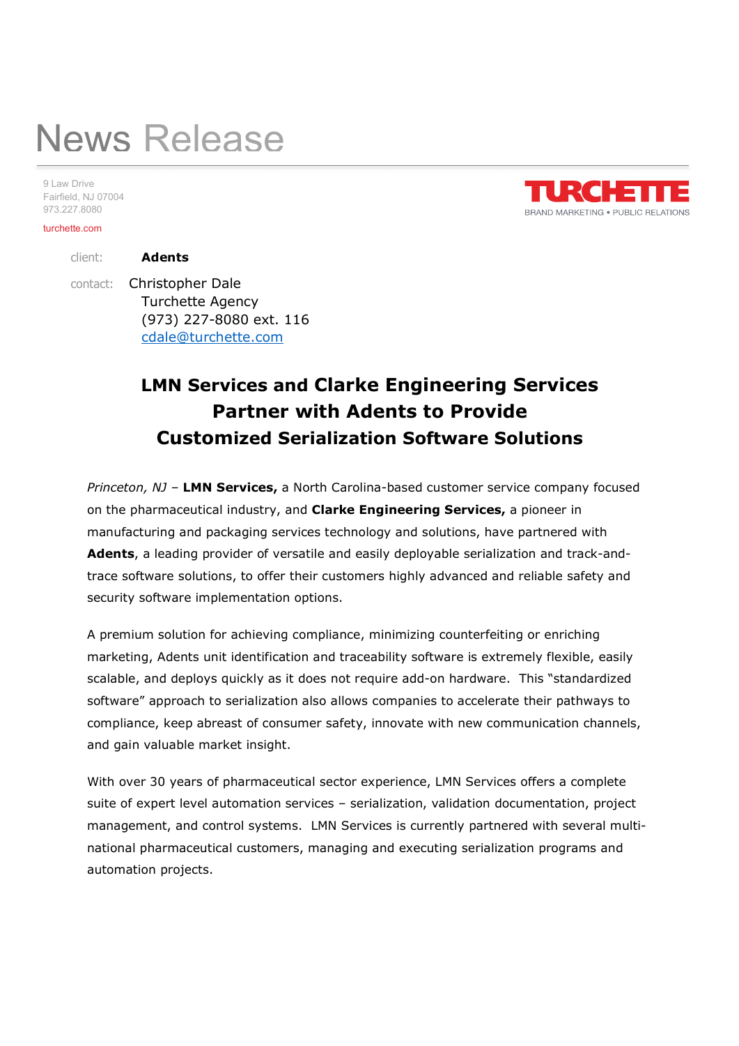# News Release

9 Law Drive
Fairfield, NJ 07004
973.227.8080

turchette.com

TURCHETTE
BRAND MARKETING • PUBLIC RELATIONS

client: **Adents**

contact: Christopher Dale
Turchette Agency
(973) 227-8080 ext. 116
cdale@turchette.com

## LMN Services and Clarke Engineering Services Partner with Adents to Provide Customized Serialization Software Solutions

*Princeton, NJ* – **LMN Services,** a North Carolina-based customer service company focused on the pharmaceutical industry, and **Clarke Engineering Services,** a pioneer in manufacturing and packaging services technology and solutions, have partnered with **Adents**, a leading provider of versatile and easily deployable serialization and track-and-trace software solutions, to offer their customers highly advanced and reliable safety and security software implementation options.

A premium solution for achieving compliance, minimizing counterfeiting or enriching marketing, Adents unit identification and traceability software is extremely flexible, easily scalable, and deploys quickly as it does not require add-on hardware. This "standardized software" approach to serialization also allows companies to accelerate their pathways to compliance, keep abreast of consumer safety, innovate with new communication channels, and gain valuable market insight.

With over 30 years of pharmaceutical sector experience, LMN Services offers a complete suite of expert level automation services – serialization, validation documentation, project management, and control systems. LMN Services is currently partnered with several multi-national pharmaceutical customers, managing and executing serialization programs and automation projects.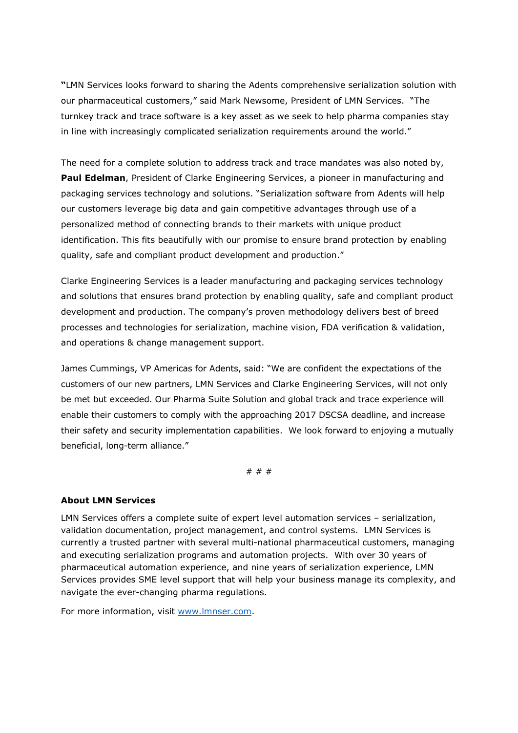**"**LMN Services looks forward to sharing the Adents comprehensive serialization solution with our pharmaceutical customers," said Mark Newsome, President of LMN Services. "The turnkey track and trace software is a key asset as we seek to help pharma companies stay in line with increasingly complicated serialization requirements around the world."

The need for a complete solution to address track and trace mandates was also noted by, **Paul Edelman**, President of Clarke Engineering Services, a pioneer in manufacturing and packaging services technology and solutions. "Serialization software from Adents will help our customers leverage big data and gain competitive advantages through use of a personalized method of connecting brands to their markets with unique product identification. This fits beautifully with our promise to ensure brand protection by enabling quality, safe and compliant product development and production."

Clarke Engineering Services is a leader manufacturing and packaging services technology and solutions that ensures brand protection by enabling quality, safe and compliant product development and production. The company's proven methodology delivers best of breed processes and technologies for serialization, machine vision, FDA verification & validation, and operations & change management support.

James Cummings, VP Americas for Adents, said: "We are confident the expectations of the customers of our new partners, LMN Services and Clarke Engineering Services, will not only be met but exceeded. Our Pharma Suite Solution and global track and trace experience will enable their customers to comply with the approaching 2017 DSCSA deadline, and increase their safety and security implementation capabilities. We look forward to enjoying a mutually beneficial, long-term alliance."

# # #

**About LMN Services**

LMN Services offers a complete suite of expert level automation services – serialization, validation documentation, project management, and control systems. LMN Services is currently a trusted partner with several multi-national pharmaceutical customers, managing and executing serialization programs and automation projects. With over 30 years of pharmaceutical automation experience, and nine years of serialization experience, LMN Services provides SME level support that will help your business manage its complexity, and navigate the ever-changing pharma regulations.

For more information, visit [www.lmnser.com](http://www.lmnser.com).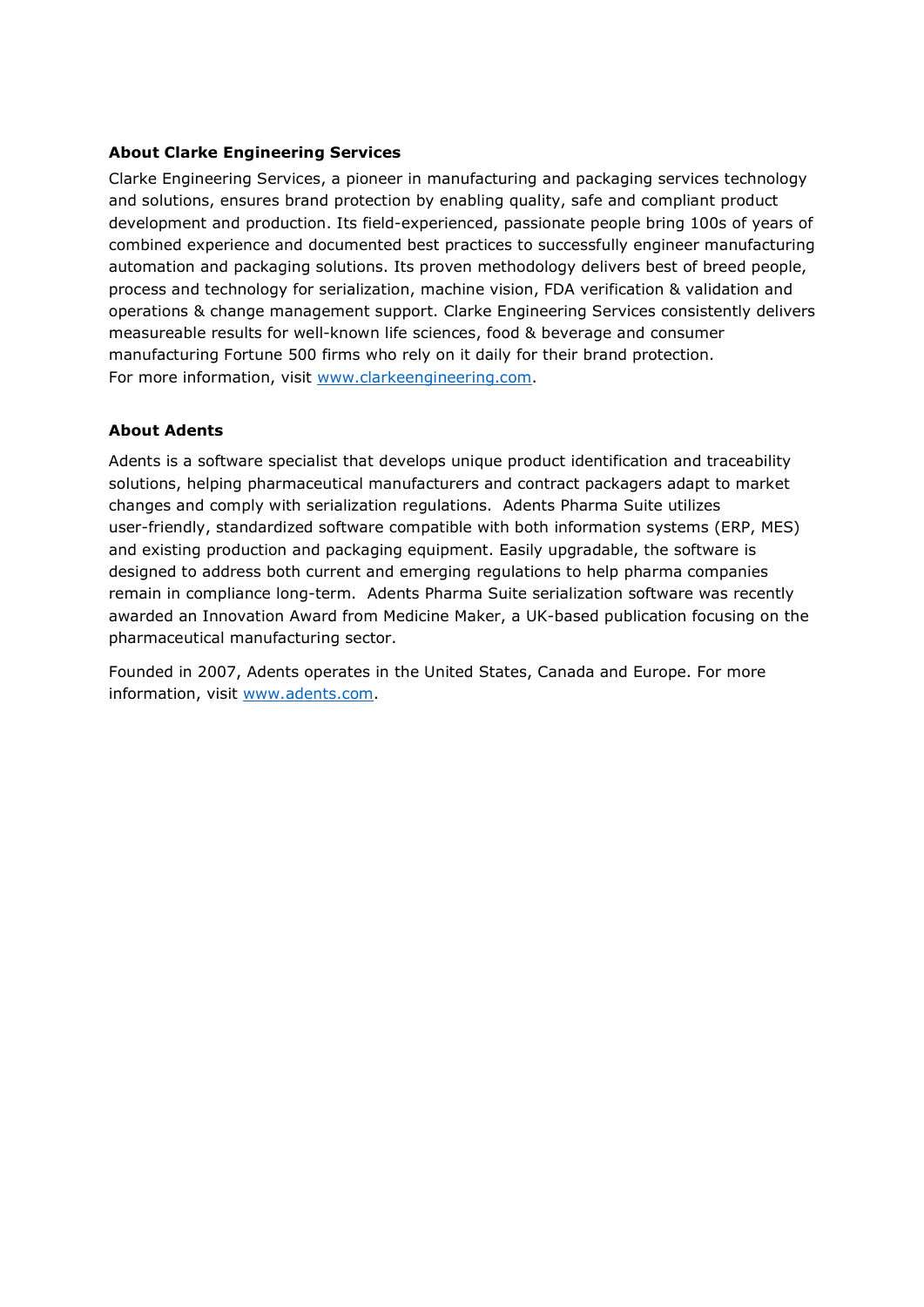**About Clarke Engineering Services**

Clarke Engineering Services, a pioneer in manufacturing and packaging services technology and solutions, ensures brand protection by enabling quality, safe and compliant product development and production. Its field-experienced, passionate people bring 100s of years of combined experience and documented best practices to successfully engineer manufacturing automation and packaging solutions. Its proven methodology delivers best of breed people, process and technology for serialization, machine vision, FDA verification & validation and operations & change management support. Clarke Engineering Services consistently delivers measureable results for well-known life sciences, food & beverage and consumer manufacturing Fortune 500 firms who rely on it daily for their brand protection.
For more information, visit [www.clarkeengineering.com](http://www.clarkeengineering.com).

**About Adents**

Adents is a software specialist that develops unique product identification and traceability solutions, helping pharmaceutical manufacturers and contract packagers adapt to market changes and comply with serialization regulations. Adents Pharma Suite utilizes user-friendly, standardized software compatible with both information systems (ERP, MES) and existing production and packaging equipment. Easily upgradable, the software is designed to address both current and emerging regulations to help pharma companies remain in compliance long-term. Adents Pharma Suite serialization software was recently awarded an Innovation Award from Medicine Maker, a UK-based publication focusing on the pharmaceutical manufacturing sector.

Founded in 2007, Adents operates in the United States, Canada and Europe. For more information, visit [www.adents.com](http://www.adents.com).